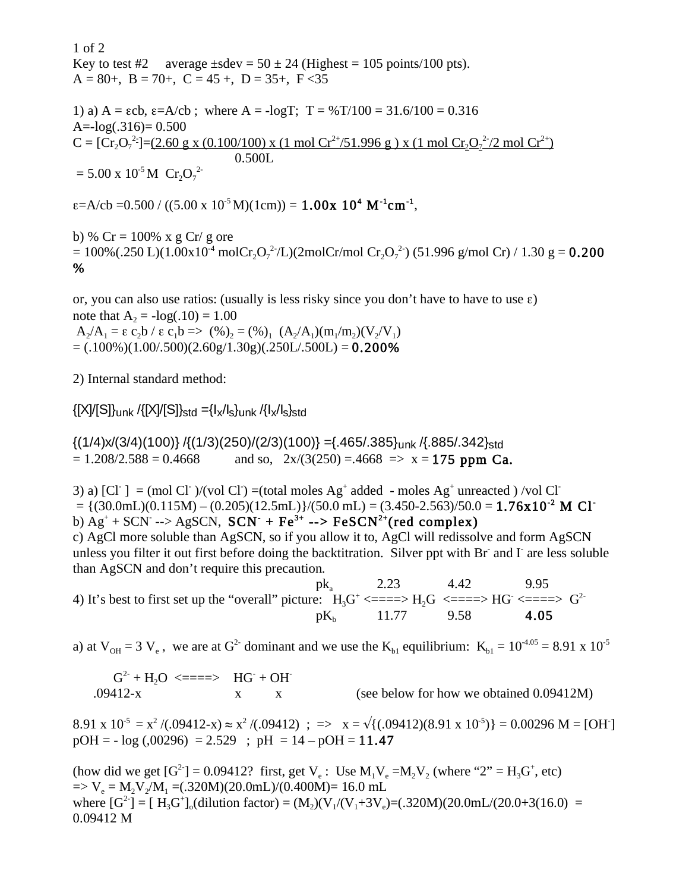Key to test #2 average ±sdev = 50 ± 24 (Highest = 105 points/100 pts).
A = 80+, B = 70+, C = 45 +, D = 35+, F <35

1) a) $A = \varepsilon cb$, $\varepsilon = A/cb$ ; where $A = -\log T$; $T = \%T/100 = 31.6/100 = 0.316$
$A = -\log(.316) = 0.500$

$$C = [Cr_2O_7^{2-}] = \frac{(2.60 \text{ g} \times (0.100/100) \times (1 \text{ mol } Cr^{2+}/51.996 \text{ g}) \times (1 \text{ mol } Cr_2O_7^{2-}/2 \text{ mol } Cr^{2+})}{0.500\text{L}}$$

$= 5.00 \times 10^{-5}$ M $Cr_2O_7^{2-}$

$\varepsilon = A/cb = 0.500 / ((5.00 \times 10^{-5} \text{ M})(1\text{cm})) =$ **$1.00 \times 10^4$ M$^{-1}$cm$^{-1}$**,

b) % Cr = 100% x g Cr/ g ore
= 100%(.250 L)($1.00 \times 10^{-4}$ mol$Cr_2O_7^{2-}$/L)(2molCr/mol $Cr_2O_7^{2-}$) (51.996 g/mol Cr) / 1.30 g = **0.200 %**

or, you can also use ratios: (usually is less risky since you don't have to have to use ε)
note that $A_2 = -\log(.10) = 1.00$
$A_2/A_1 = \varepsilon c_2 b / \varepsilon c_1 b \Rightarrow (\%)_2 = (\%)_1 (A_2/A_1)(m_1/m_2)(V_2/V_1)$
= (.100%)(1.00/.500)(2.60g/1.30g)(.250L/.500L) = **0.200%**

2) Internal standard method:

$\{[X]/[S]\}_{unk} / \{[X]/[S]\}_{std} = \{I_X/I_S\}_{unk} / \{I_X/I_S\}_{std}$

$\{(1/4)x/(3/4)(100)\} / \{(1/3)(250)/(2/3)(100)\} = \{.465/.385\}_{unk} / \{.885/.342\}_{std}$
= 1.208/2.588 = 0.4668 and so, 2x/(3(250) =.4668 => x = **175 ppm Ca.**

3) a) $[Cl^-]$ = (mol $Cl^-$)/(vol $Cl^-$) =(total moles $Ag^+$ added - moles $Ag^+$ unreacted ) /vol $Cl^-$
= {(30.0mL)(0.115M) – (0.205)(12.5mL)}/(50.0 mL) = (3.450-2.563)/50.0 = **$1.76 \times 10^{-2}$ M $Cl^-$**
b) $Ag^+ + SCN^- \rightarrow AgSCN$, **$SCN^- + Fe^{3+} \rightarrow FeSCN^{2+}$(red complex)**
c) AgCl more soluble than AgSCN, so if you allow it to, AgCl will redissolve and form AgSCN unless you filter it out first before doing the backtitration. Silver ppt with $Br^-$ and $I^-$ are less soluble than AgSCN and don't require this precaution.

4) It's best to first set up the "overall" picture: $H_3G^+ \Longleftrightarrow H_2G \Longleftrightarrow HG^- \Longleftrightarrow G^{2-}$

| | | | |
|---|---|---|---|
| $pK_a$ | 2.23 | 4.42 | 9.95 |
| $pK_b$ | 11.77 | 9.58 | **4.05** |

a) at $V_{OH} = 3 V_e$, we are at $G^{2-}$ dominant and we use the $K_{b1}$ equilibrium: $K_{b1} = 10^{-4.05} = 8.91 \times 10^{-5}$

$$G^{2-} + H_2O \Longleftrightarrow HG^- + OH^-$$

.09412-x x x (see below for how we obtained 0.09412M)

$8.91 \times 10^{-5} = x^2/(.09412-x) \approx x^2/(.09412)$ ; => $x = \sqrt{(.09412)(8.91 \times 10^{-5})} = 0.00296$ M = $[OH^-]$
pOH = - log (,00296) = 2.529 ; pH = 14 – pOH = **11.47**

(how did we get $[G^{2-}]$ = 0.09412? first, get $V_e$ : Use $M_1V_e = M_2V_2$ (where "2" = $H_3G^+$, etc)
=> $V_e = M_2V_2/M_1$ =(.320M)(20.0mL)/(0.400M)= 16.0 mL
where $[G^{2-}] = [H_3G^+]_o$(dilution factor) = $(M_2)(V_1/(V_1+3V_e)$=(.320M)(20.0mL/(20.0+3(16.0) = 0.09412 M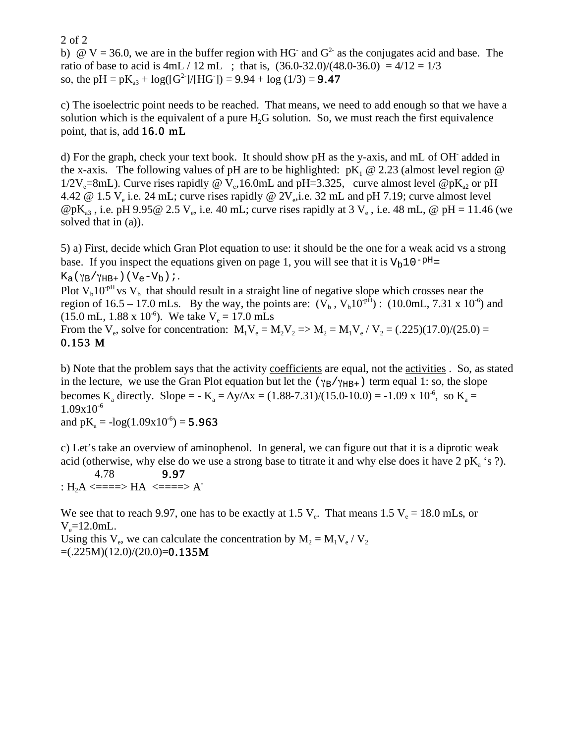b) @ V = 36.0, we are in the buffer region with $HG^-$ and $G^{2-}$ as the conjugates acid and base. The ratio of base to acid is 4mL / 12 mL ; that is, (36.0-32.0)/(48.0-36.0) = 4/12 = 1/3
so, the pH = $pK_{a3} + \log([G^{2-}]/[HG^-]) = 9.94 + \log(1/3) =$ 9.47

c) The isoelectric point needs to be reached. That means, we need to add enough so that we have a solution which is the equivalent of a pure $H_2G$ solution. So, we must reach the first equivalence point, that is, add 16.0 mL

d) For the graph, check your text book. It should show pH as the y-axis, and mL of $OH^-$ added in the x-axis. The following values of pH are to be highlighted: $pK_1$ @ 2.23 (almost level region @ $1/2V_e$=8mL). Curve rises rapidly @ $V_e$,16.0mL and pH=3.325, curve almost level @$pK_{a2}$ or pH 4.42 @ 1.5 $V_e$ i.e. 24 mL; curve rises rapidly @ $2V_e$,i.e. 32 mL and pH 7.19; curve almost level @$pK_{a3}$ , i.e. pH 9.95@ 2.5 $V_e$, i.e. 40 mL; curve rises rapidly at 3 $V_e$ , i.e. 48 mL, @ pH = 11.46 (we solved that in (a)).

5) a) First, decide which Gran Plot equation to use: it should be the one for a weak acid vs a strong base. If you inspect the equations given on page 1, you will see that it is $V_b 10^{-pH} = K_a(\gamma_B/\gamma_{HB+})(V_e - V_b)$;.
Plot $V_b 10^{-pH}$ vs $V_b$ that should result in a straight line of negative slope which crosses near the region of 16.5 – 17.0 mLs. By the way, the points are: ($V_b$ , $V_b 10^{-pH}$) : (10.0mL, $7.31 \times 10^{-6}$) and (15.0 mL, $1.88 \times 10^{-6}$). We take $V_e$ = 17.0 mLs
From the $V_e$, solve for concentration: $M_1V_e = M_2V_2 \Rightarrow M_2 = M_1V_e / V_2 = (.225)(17.0)/(25.0) =$ 0.153 M

b) Note that the problem says that the activity <u>coefficients</u> are equal, not the <u>activities</u> . So, as stated in the lecture, we use the Gran Plot equation but let the $(\gamma_B/\gamma_{HB+})$ term equal 1: so, the slope becomes $K_a$ directly. Slope = $-K_a = \Delta y/\Delta x = (1.88-7.31)/(15.0-10.0) = -1.09 \times 10^{-6}$, so $K_a = 1.09 \times 10^{-6}$
and $pK_a = -\log(1.09 \times 10^{-6}) =$ 5.963

c) Let's take an overview of aminophenol. In general, we can figure out that it is a diprotic weak acid (otherwise, why else do we use a strong base to titrate it and why else does it have 2 $pK_a$ 's ?).

$$: H_2A \overset{4.78}{\Longleftrightarrow} HA \overset{9.97}{\Longleftrightarrow} A^-$$

We see that to reach 9.97, one has to be exactly at 1.5 $V_e$. That means 1.5 $V_e$ = 18.0 mLs, or $V_e$=12.0mL.
Using this $V_e$, we can calculate the concentration by $M_2 = M_1V_e / V_2$ =(.225M)(12.0)/(20.0)=0.135M